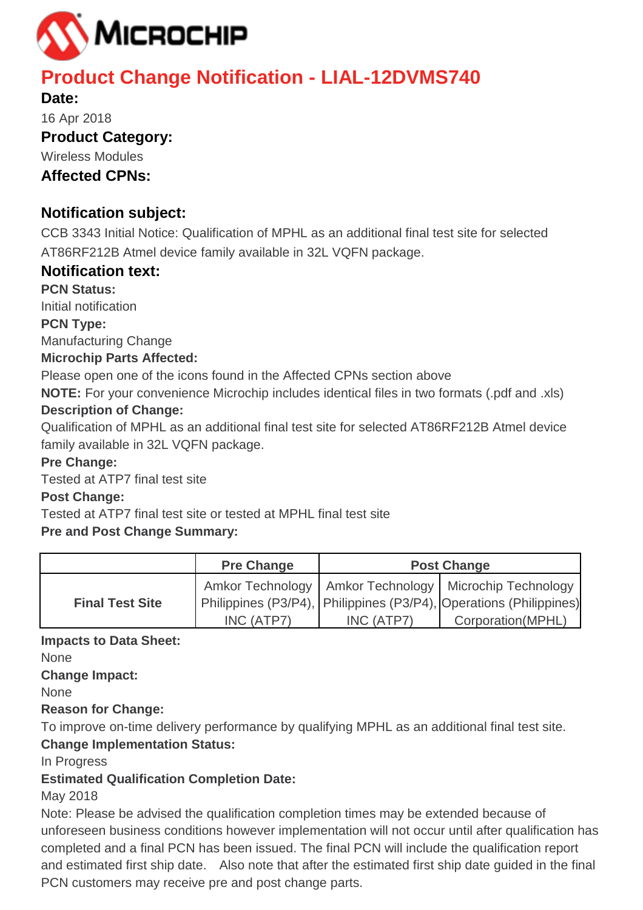# Product Change Notification - LIAL-12DVMS740

**Date:**

16 Apr 2018

**Product Category:**

Wireless Modules

**Affected CPNs:**

## Notification subject:

CCB 3343 Initial Notice: Qualification of MPHL as an additional final test site for selected AT86RF212B Atmel device family available in 32L VQFN package.

## Notification text:

**PCN Status:**

Initial notification

**PCN Type:**

Manufacturing Change

**Microchip Parts Affected:**

Please open one of the icons found in the Affected CPNs section above

**NOTE:** For your convenience Microchip includes identical files in two formats (.pdf and .xls)

**Description of Change:**

Qualification of MPHL as an additional final test site for selected AT86RF212B Atmel device family available in 32L VQFN package.

**Pre Change:**

Tested at ATP7 final test site

**Post Change:**

Tested at ATP7 final test site or tested at MPHL final test site

**Pre and Post Change Summary:**

| | Pre Change | Post Change | |
|---|---|---|---|
| **Final Test Site** | Amkor Technology Philippines (P3/P4), INC (ATP7) | Amkor Technology Philippines (P3/P4), INC (ATP7) | Microchip Technology Operations (Philippines) Corporation(MPHL) |

**Impacts to Data Sheet:**

None

**Change Impact:**

None

**Reason for Change:**

To improve on-time delivery performance by qualifying MPHL as an additional final test site.

**Change Implementation Status:**

In Progress

**Estimated Qualification Completion Date:**

May 2018

Note: Please be advised the qualification completion times may be extended because of unforeseen business conditions however implementation will not occur until after qualification has completed and a final PCN has been issued. The final PCN will include the qualification report and estimated first ship date. Also note that after the estimated first ship date guided in the final PCN customers may receive pre and post change parts.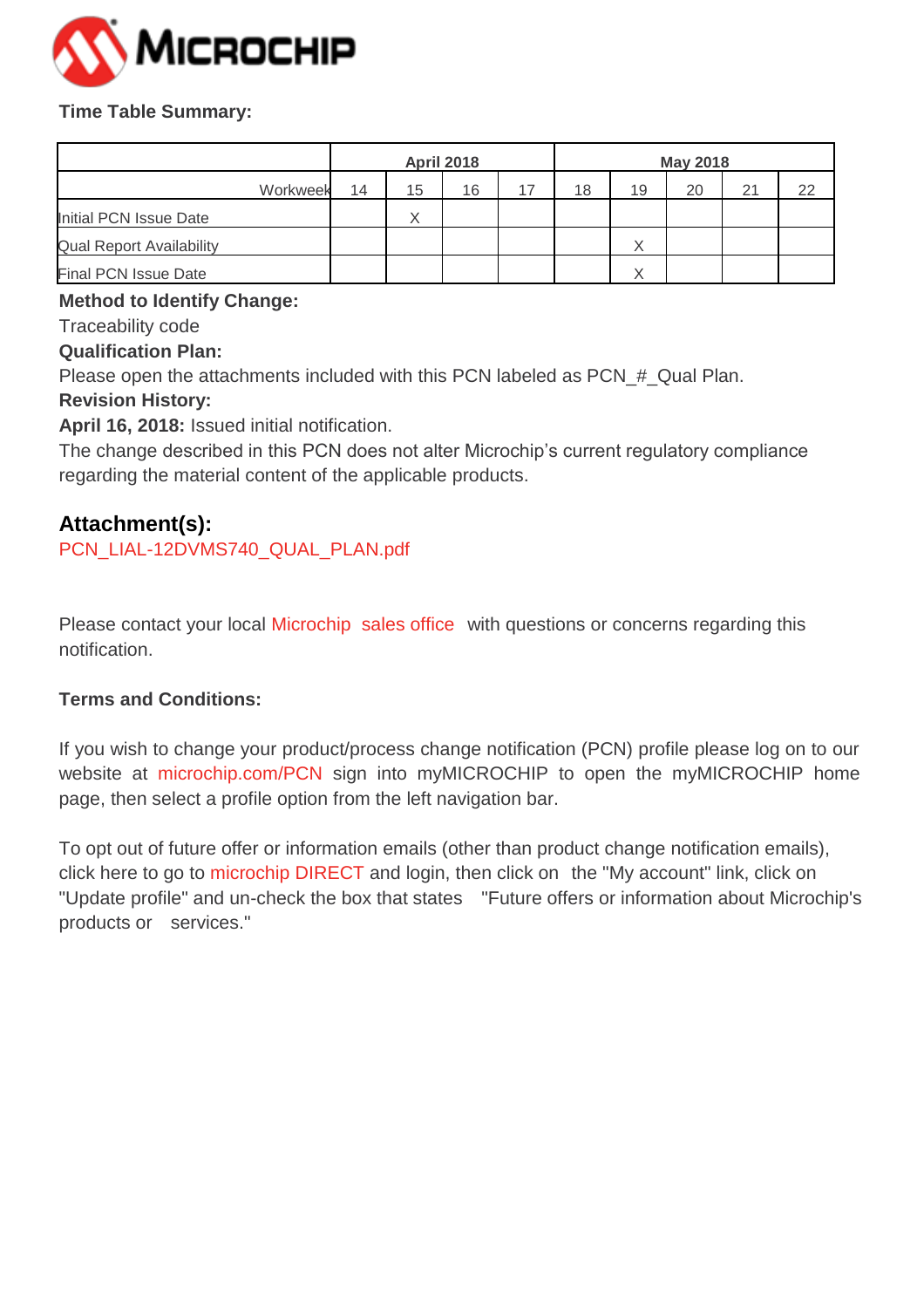**Time Table Summary:**

| | April 2018 | | | | May 2018 | | | | |
|---|---|---|---|---|---|---|---|---|---|
| Workweek | 14 | 15 | 16 | 17 | 18 | 19 | 20 | 21 | 22 |
| Initial PCN Issue Date | | X | | | | | | | |
| Qual Report Availability | | | | | | X | | | |
| Final PCN Issue Date | | | | | | X | | | |

**Method to Identify Change:**

Traceability code

**Qualification Plan:**

Please open the attachments included with this PCN labeled as PCN_#_Qual Plan.

**Revision History:**

**April 16, 2018:** Issued initial notification.

The change described in this PCN does not alter Microchip's current regulatory compliance regarding the material content of the applicable products.

## Attachment(s):

PCN_LIAL-12DVMS740_QUAL_PLAN.pdf

Please contact your local Microchip sales office with questions or concerns regarding this notification.

**Terms and Conditions:**

If you wish to change your product/process change notification (PCN) profile please log on to our website at microchip.com/PCN sign into myMICROCHIP to open the myMICROCHIP home page, then select a profile option from the left navigation bar.

To opt out of future offer or information emails (other than product change notification emails), click here to go to microchip DIRECT and login, then click on the "My account" link, click on "Update profile" and un-check the box that states "Future offers or information about Microchip's products or services."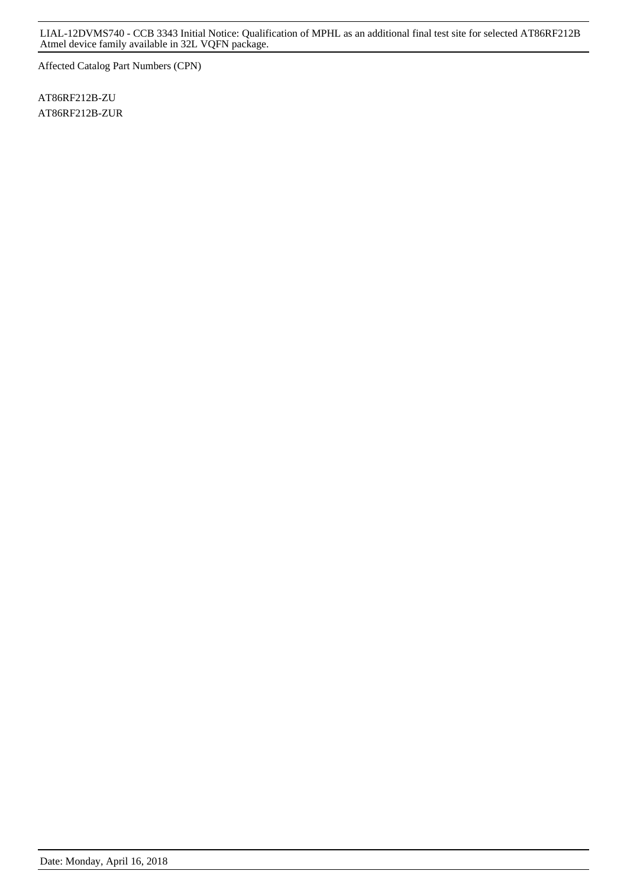Affected Catalog Part Numbers (CPN)

AT86RF212B-ZU
AT86RF212B-ZUR